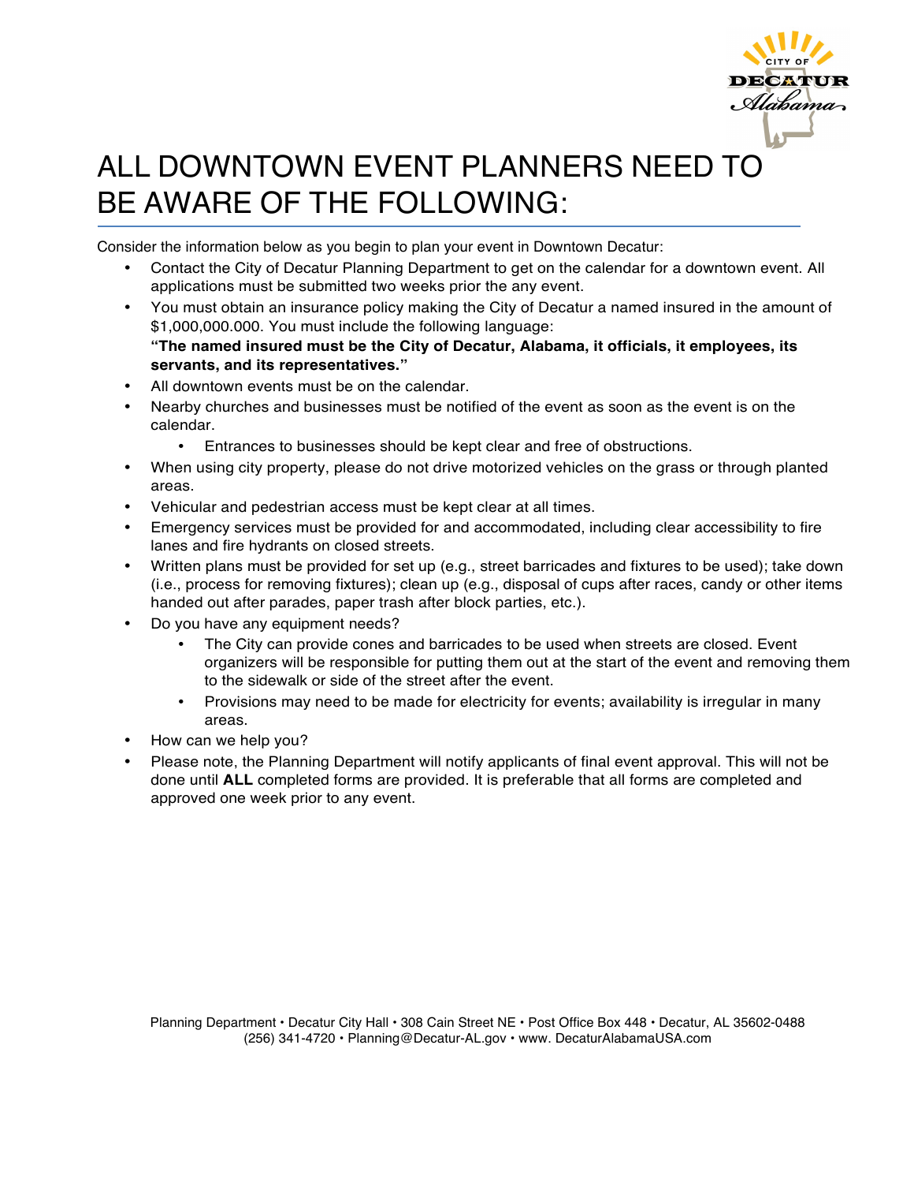# ALL DOWNTOWN EVENT PLANNERS NEED TO BE AWARE OF THE FOLLOWING:

Consider the information below as you begin to plan your event in Downtown Decatur:

- Contact the City of Decatur Planning Department to get on the calendar for a downtown event. All applications must be submitted two weeks prior the any event.
- You must obtain an insurance policy making the City of Decatur a named insured in the amount of $1,000,000.000. You must include the following language:
  **"The named insured must be the City of Decatur, Alabama, it officials, it employees, its servants, and its representatives."**
- All downtown events must be on the calendar.
- Nearby churches and businesses must be notified of the event as soon as the event is on the calendar.
  - Entrances to businesses should be kept clear and free of obstructions.
- When using city property, please do not drive motorized vehicles on the grass or through planted areas.
- Vehicular and pedestrian access must be kept clear at all times.
- Emergency services must be provided for and accommodated, including clear accessibility to fire lanes and fire hydrants on closed streets.
- Written plans must be provided for set up (e.g., street barricades and fixtures to be used); take down (i.e., process for removing fixtures); clean up (e.g., disposal of cups after races, candy or other items handed out after parades, paper trash after block parties, etc.).
- Do you have any equipment needs?
  - The City can provide cones and barricades to be used when streets are closed. Event organizers will be responsible for putting them out at the start of the event and removing them to the sidewalk or side of the street after the event.
  - Provisions may need to be made for electricity for events; availability is irregular in many areas.
- How can we help you?
- Please note, the Planning Department will notify applicants of final event approval. This will not be done until **ALL** completed forms are provided. It is preferable that all forms are completed and approved one week prior to any event.

Planning Department • Decatur City Hall • 308 Cain Street NE • Post Office Box 448 • Decatur, AL 35602-0488
(256) 341-4720 • Planning@Decatur-AL.gov • www. DecaturAlabamaUSA.com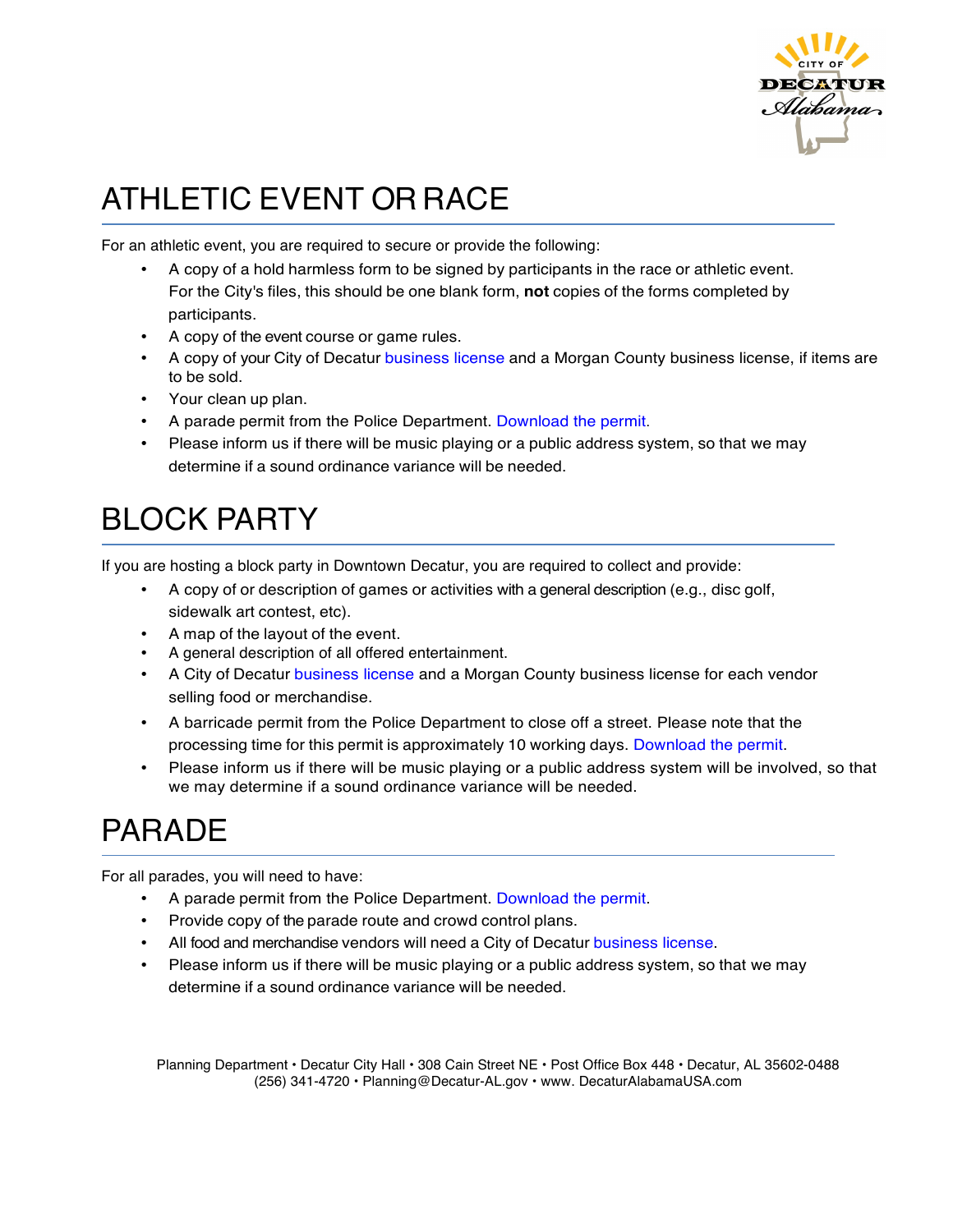# ATHLETIC EVENT OR RACE

For an athletic event, you are required to secure or provide the following:

- A copy of a hold harmless form to be signed by participants in the race or athletic event. For the City's files, this should be one blank form, **not** copies of the forms completed by participants.
- A copy of the event course or game rules.
- A copy of your City of Decatur business license and a Morgan County business license, if items are to be sold.
- Your clean up plan.
- A parade permit from the Police Department. Download the permit.
- Please inform us if there will be music playing or a public address system, so that we may determine if a sound ordinance variance will be needed.

# BLOCK PARTY

If you are hosting a block party in Downtown Decatur, you are required to collect and provide:

- A copy of or description of games or activities with a general description (e.g., disc golf, sidewalk art contest, etc).
- A map of the layout of the event.
- A general description of all offered entertainment.
- A City of Decatur business license and a Morgan County business license for each vendor selling food or merchandise.
- A barricade permit from the Police Department to close off a street. Please note that the processing time for this permit is approximately 10 working days. Download the permit.
- Please inform us if there will be music playing or a public address system will be involved, so that we may determine if a sound ordinance variance will be needed.

# PARADE

For all parades, you will need to have:

- A parade permit from the Police Department. Download the permit.
- Provide copy of the parade route and crowd control plans.
- All food and merchandise vendors will need a City of Decatur business license.
- Please inform us if there will be music playing or a public address system, so that we may determine if a sound ordinance variance will be needed.

Planning Department • Decatur City Hall • 308 Cain Street NE • Post Office Box 448 • Decatur, AL 35602-0488
(256) 341-4720 • Planning@Decatur-AL.gov • www. DecaturAlabamaUSA.com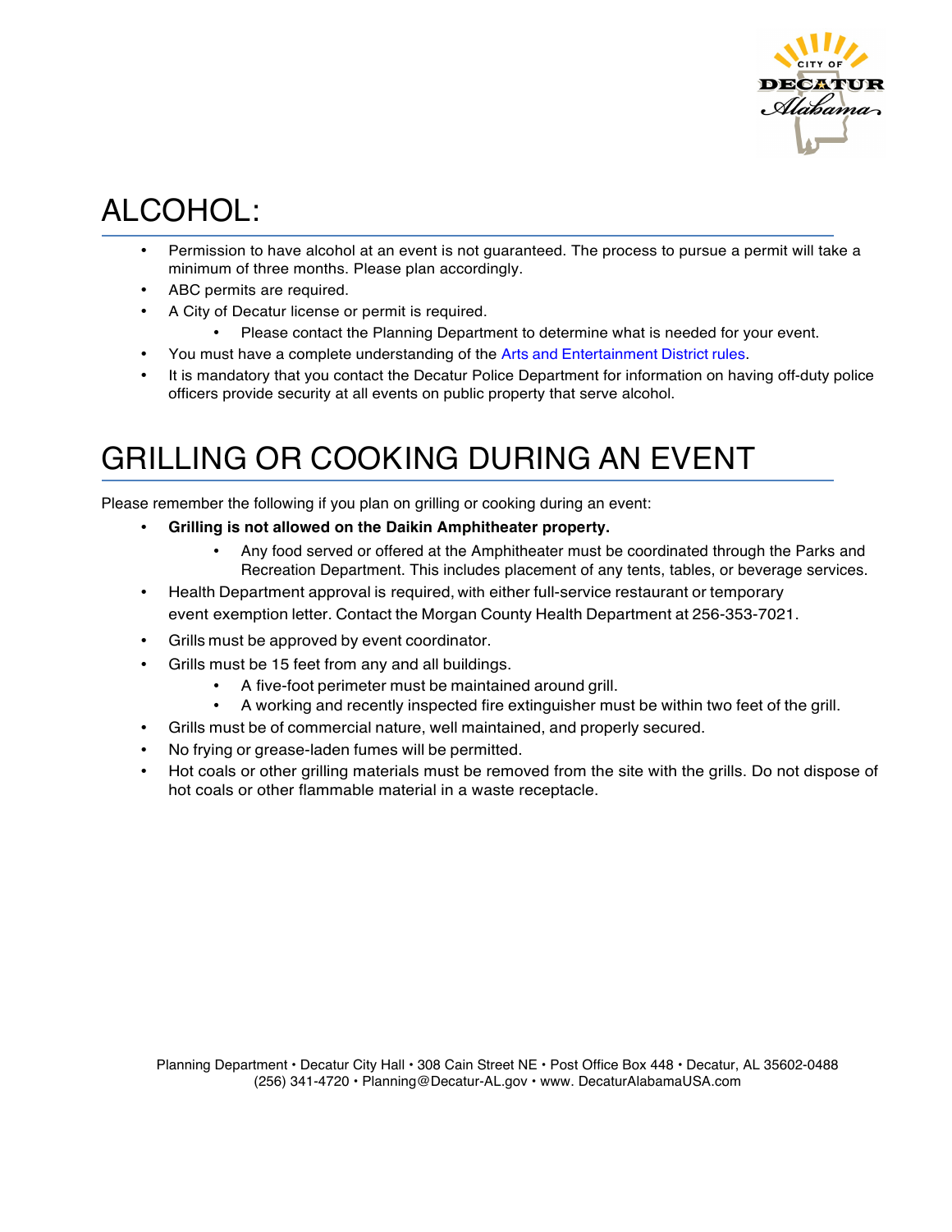# ALCOHOL:

- Permission to have alcohol at an event is not guaranteed. The process to pursue a permit will take a minimum of three months. Please plan accordingly.
- ABC permits are required.
- A City of Decatur license or permit is required.
  - Please contact the Planning Department to determine what is needed for your event.
- You must have a complete understanding of the Arts and Entertainment District rules.
- It is mandatory that you contact the Decatur Police Department for information on having off-duty police officers provide security at all events on public property that serve alcohol.

# GRILLING OR COOKING DURING AN EVENT

Please remember the following if you plan on grilling or cooking during an event:

- **Grilling is not allowed on the Daikin Amphitheater property.**
  - Any food served or offered at the Amphitheater must be coordinated through the Parks and Recreation Department. This includes placement of any tents, tables, or beverage services.
- Health Department approval is required, with either full-service restaurant or temporary event exemption letter. Contact the Morgan County Health Department at 256-353-7021.
- Grills must be approved by event coordinator.
- Grills must be 15 feet from any and all buildings.
  - A five-foot perimeter must be maintained around grill.
  - A working and recently inspected fire extinguisher must be within two feet of the grill.
- Grills must be of commercial nature, well maintained, and properly secured.
- No frying or grease-laden fumes will be permitted.
- Hot coals or other grilling materials must be removed from the site with the grills. Do not dispose of hot coals or other flammable material in a waste receptacle.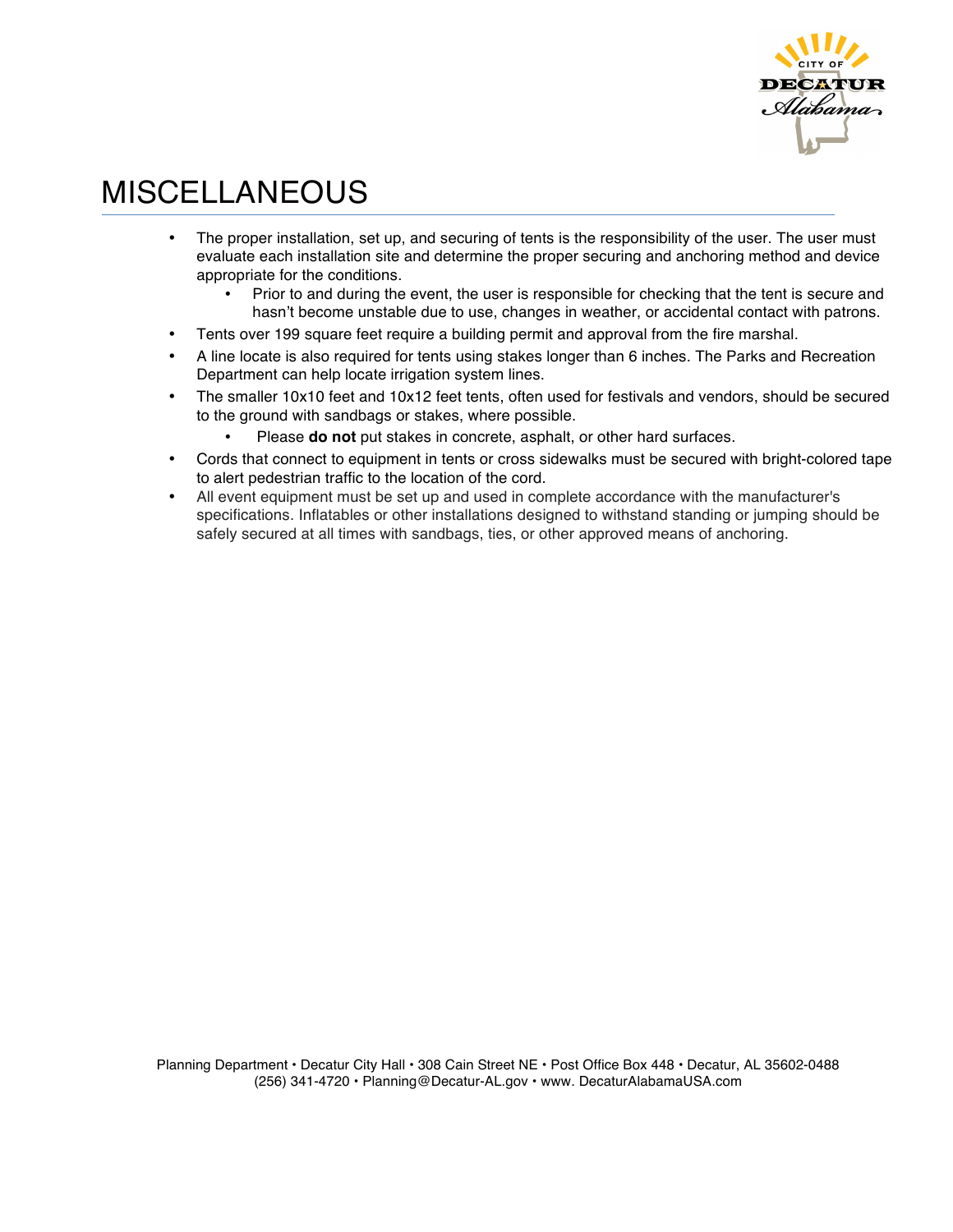# MISCELLANEOUS

- The proper installation, set up, and securing of tents is the responsibility of the user. The user must evaluate each installation site and determine the proper securing and anchoring method and device appropriate for the conditions.
  - Prior to and during the event, the user is responsible for checking that the tent is secure and hasn't become unstable due to use, changes in weather, or accidental contact with patrons.
- Tents over 199 square feet require a building permit and approval from the fire marshal.
- A line locate is also required for tents using stakes longer than 6 inches. The Parks and Recreation Department can help locate irrigation system lines.
- The smaller 10x10 feet and 10x12 feet tents, often used for festivals and vendors, should be secured to the ground with sandbags or stakes, where possible.
  - Please **do not** put stakes in concrete, asphalt, or other hard surfaces.
- Cords that connect to equipment in tents or cross sidewalks must be secured with bright-colored tape to alert pedestrian traffic to the location of the cord.
- All event equipment must be set up and used in complete accordance with the manufacturer's specifications. Inflatables or other installations designed to withstand standing or jumping should be safely secured at all times with sandbags, ties, or other approved means of anchoring.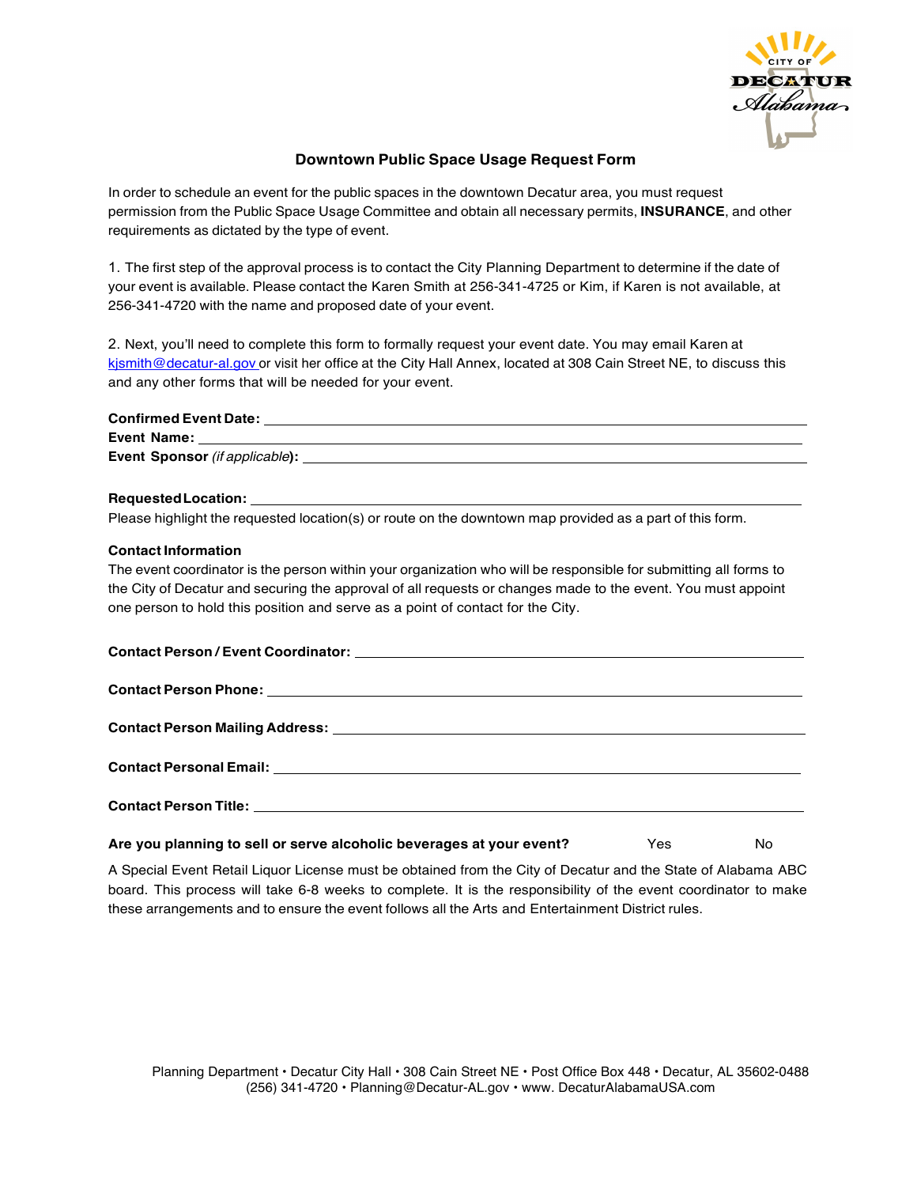## Downtown Public Space Usage Request Form

In order to schedule an event for the public spaces in the downtown Decatur area, you must request permission from the Public Space Usage Committee and obtain all necessary permits, **INSURANCE**, and other requirements as dictated by the type of event.

1. The first step of the approval process is to contact the City Planning Department to determine if the date of your event is available. Please contact the Karen Smith at 256-341-4725 or Kim, if Karen is not available, at 256-341-4720 with the name and proposed date of your event.

2. Next, you'll need to complete this form to formally request your event date. You may email Karen at kjsmith@decatur-al.gov or visit her office at the City Hall Annex, located at 308 Cain Street NE, to discuss this and any other forms that will be needed for your event.

**Confirmed Event Date:** ______________________________

**Event Name:** ______________________________

**Event Sponsor** *(if applicable)***:** ______________________________

**Requested Location:** ______________________________

Please highlight the requested location(s) or route on the downtown map provided as a part of this form.

**Contact Information**

The event coordinator is the person within your organization who will be responsible for submitting all forms to the City of Decatur and securing the approval of all requests or changes made to the event. You must appoint one person to hold this position and serve as a point of contact for the City.

**Contact Person / Event Coordinator:** ______________________________

**Contact Person Phone:** ______________________________

**Contact Person Mailing Address:** ______________________________

**Contact Personal Email:** ______________________________

**Contact Person Title:** ______________________________

**Are you planning to sell or serve alcoholic beverages at your event?** Yes No

A Special Event Retail Liquor License must be obtained from the City of Decatur and the State of Alabama ABC board. This process will take 6-8 weeks to complete. It is the responsibility of the event coordinator to make these arrangements and to ensure the event follows all the Arts and Entertainment District rules.

Planning Department • Decatur City Hall • 308 Cain Street NE • Post Office Box 448 • Decatur, AL 35602-0488
(256) 341-4720 • Planning@Decatur-AL.gov • www. DecaturAlabamaUSA.com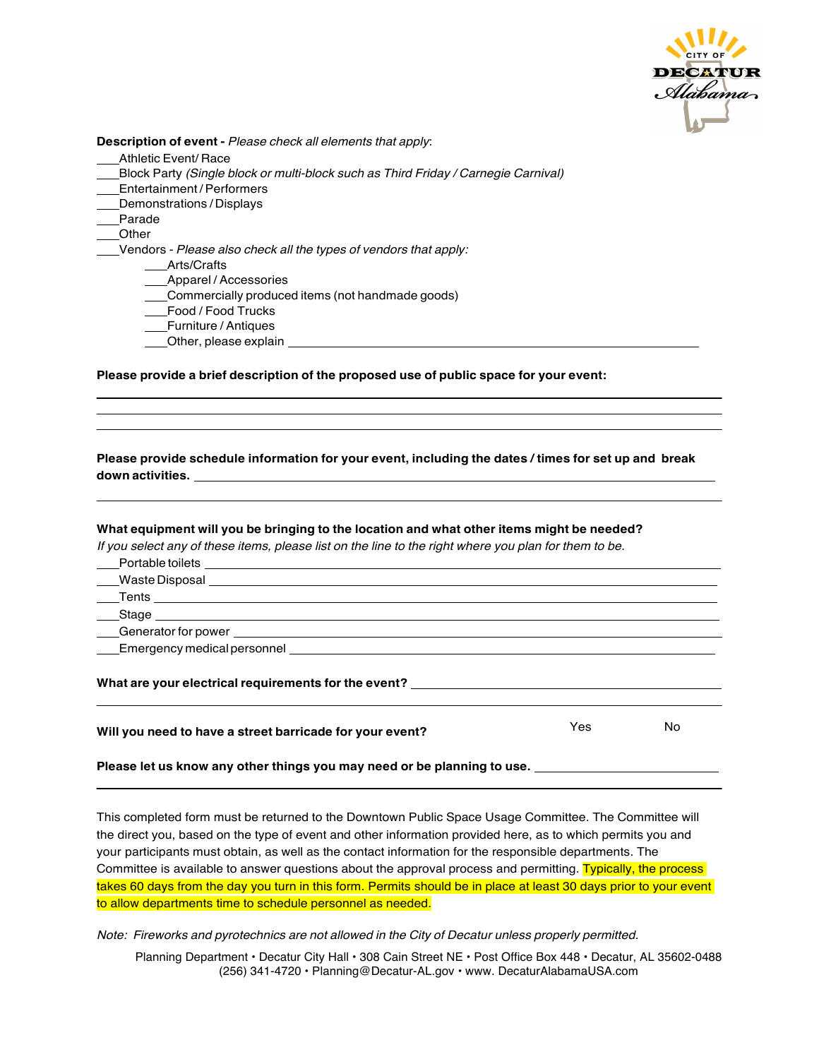**Description of event -** *Please check all elements that apply*:

\_\_\_Athletic Event/ Race
\_\_\_Block Party *(Single block or multi-block such as Third Friday / Carnegie Carnival)*
\_\_\_Entertainment / Performers
\_\_\_Demonstrations / Displays
\_\_\_Parade
\_\_\_Other
\_\_\_Vendors - *Please also check all the types of vendors that apply:*

- \_\_\_Arts/Crafts
- \_\_\_Apparel / Accessories
- \_\_\_Commercially produced items (not handmade goods)
- \_\_\_Food / Food Trucks
- \_\_\_Furniture / Antiques
- \_\_\_Other, please explain \_\_\_\_\_\_\_\_\_\_\_\_\_\_\_\_\_\_\_\_\_\_\_\_\_\_\_\_\_\_\_\_\_\_\_\_\_\_\_\_

**Please provide a brief description of the proposed use of public space for your event:**

\_\_\_\_\_\_\_\_\_\_\_\_\_\_\_\_\_\_\_\_\_\_\_\_\_\_\_\_\_\_\_\_\_\_\_\_\_\_\_\_\_\_\_\_\_\_\_\_\_\_\_\_\_\_\_\_\_\_\_\_\_\_
\_\_\_\_\_\_\_\_\_\_\_\_\_\_\_\_\_\_\_\_\_\_\_\_\_\_\_\_\_\_\_\_\_\_\_\_\_\_\_\_\_\_\_\_\_\_\_\_\_\_\_\_\_\_\_\_\_\_\_\_\_\_
\_\_\_\_\_\_\_\_\_\_\_\_\_\_\_\_\_\_\_\_\_\_\_\_\_\_\_\_\_\_\_\_\_\_\_\_\_\_\_\_\_\_\_\_\_\_\_\_\_\_\_\_\_\_\_\_\_\_\_\_\_\_

**Please provide schedule information for your event, including the dates / times for set up and break down activities.** \_\_\_\_\_\_\_\_\_\_\_\_\_\_\_\_\_\_\_\_\_\_\_\_\_\_\_\_\_\_\_\_\_\_\_\_\_\_\_\_\_\_\_\_
\_\_\_\_\_\_\_\_\_\_\_\_\_\_\_\_\_\_\_\_\_\_\_\_\_\_\_\_\_\_\_\_\_\_\_\_\_\_\_\_\_\_\_\_\_\_\_\_\_\_\_\_\_\_\_\_\_\_\_\_\_\_

**What equipment will you be bringing to the location and what other items might be needed?**
*If you select any of these items, please list on the line to the right where you plan for them to be.*

\_\_\_Portable toilets \_\_\_\_\_\_\_\_\_\_\_\_\_\_\_\_\_\_\_\_\_\_\_\_\_\_\_\_\_\_\_\_\_\_\_\_\_\_\_\_\_\_\_\_\_\_\_\_\_\_
\_\_\_Waste Disposal \_\_\_\_\_\_\_\_\_\_\_\_\_\_\_\_\_\_\_\_\_\_\_\_\_\_\_\_\_\_\_\_\_\_\_\_\_\_\_\_\_\_\_\_\_\_\_\_\_\_
\_\_\_Tents \_\_\_\_\_\_\_\_\_\_\_\_\_\_\_\_\_\_\_\_\_\_\_\_\_\_\_\_\_\_\_\_\_\_\_\_\_\_\_\_\_\_\_\_\_\_\_\_\_\_\_\_\_\_\_\_\_\_
\_\_\_Stage \_\_\_\_\_\_\_\_\_\_\_\_\_\_\_\_\_\_\_\_\_\_\_\_\_\_\_\_\_\_\_\_\_\_\_\_\_\_\_\_\_\_\_\_\_\_\_\_\_\_\_\_\_\_\_\_\_\_
\_\_\_Generator for power \_\_\_\_\_\_\_\_\_\_\_\_\_\_\_\_\_\_\_\_\_\_\_\_\_\_\_\_\_\_\_\_\_\_\_\_\_\_\_\_\_\_\_\_\_\_\_
\_\_\_Emergency medical personnel \_\_\_\_\_\_\_\_\_\_\_\_\_\_\_\_\_\_\_\_\_\_\_\_\_\_\_\_\_\_\_\_\_\_\_\_\_\_\_

**What are your electrical requirements for the event?** \_\_\_\_\_\_\_\_\_\_\_\_\_\_\_\_\_\_\_\_\_\_\_\_\_\_\_\_\_\_\_\_\_
\_\_\_\_\_\_\_\_\_\_\_\_\_\_\_\_\_\_\_\_\_\_\_\_\_\_\_\_\_\_\_\_\_\_\_\_\_\_\_\_\_\_\_\_\_\_\_\_\_\_\_\_\_\_\_\_\_\_\_\_\_\_

**Will you need to have a street barricade for your event?** Yes No

**Please let us know any other things you may need or be planning to use.** \_\_\_\_\_\_\_\_\_\_\_\_\_\_\_\_\_\_\_\_\_\_\_\_\_
\_\_\_\_\_\_\_\_\_\_\_\_\_\_\_\_\_\_\_\_\_\_\_\_\_\_\_\_\_\_\_\_\_\_\_\_\_\_\_\_\_\_\_\_\_\_\_\_\_\_\_\_\_\_\_\_\_\_\_\_\_\_

This completed form must be returned to the Downtown Public Space Usage Committee. The Committee will the direct you, based on the type of event and other information provided here, as to which permits you and your participants must obtain, as well as the contact information for the responsible departments. The Committee is available to answer questions about the approval process and permitting. Typically, the process takes 60 days from the day you turn in this form. Permits should be in place at least 30 days prior to your event to allow departments time to schedule personnel as needed.

*Note: Fireworks and pyrotechnics are not allowed in the City of Decatur unless properly permitted.*

Planning Department • Decatur City Hall • 308 Cain Street NE • Post Office Box 448 • Decatur, AL 35602-0488
(256) 341-4720 • Planning@Decatur-AL.gov • www. DecaturAlabamaUSA.com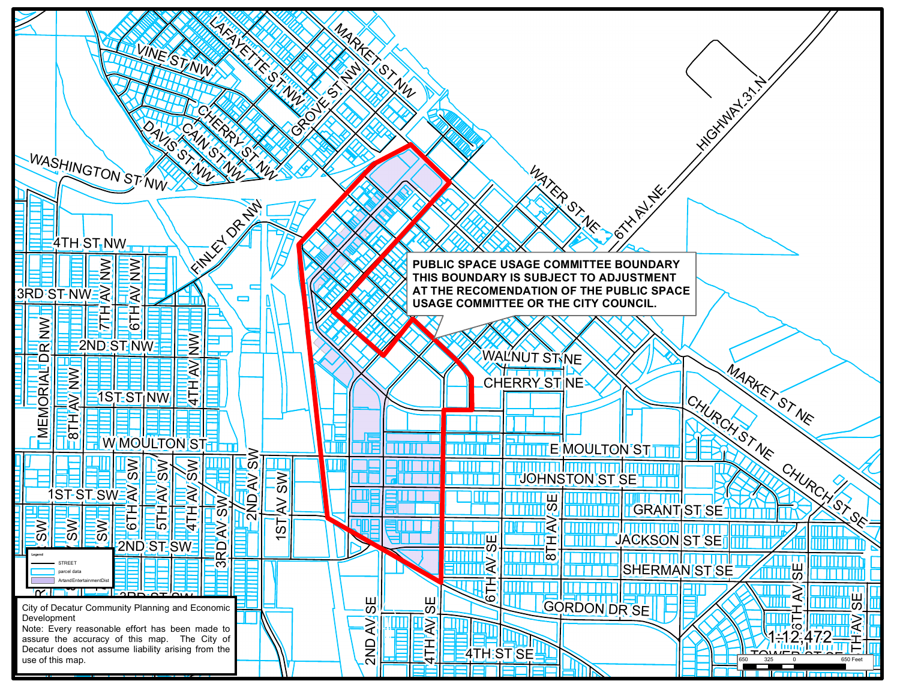PUBLIC SPACE USAGE COMMITTEE BOUNDARY
THIS BOUNDARY IS SUBJECT TO ADJUSTMENT AT THE RECOMENDATION OF THE PUBLIC SPACE USAGE COMMITTEE OR THE CITY COUNCIL.

Legend
STREET
parcel data
ArtandEntertainmentDist

City of Decatur Community Planning and Economic Development

Note: Every reasonable effort has been made to assure the accuracy of this map. The City of Decatur does not assume liability arising from the use of this map.

1:12,472

650 325 0 650 Feet